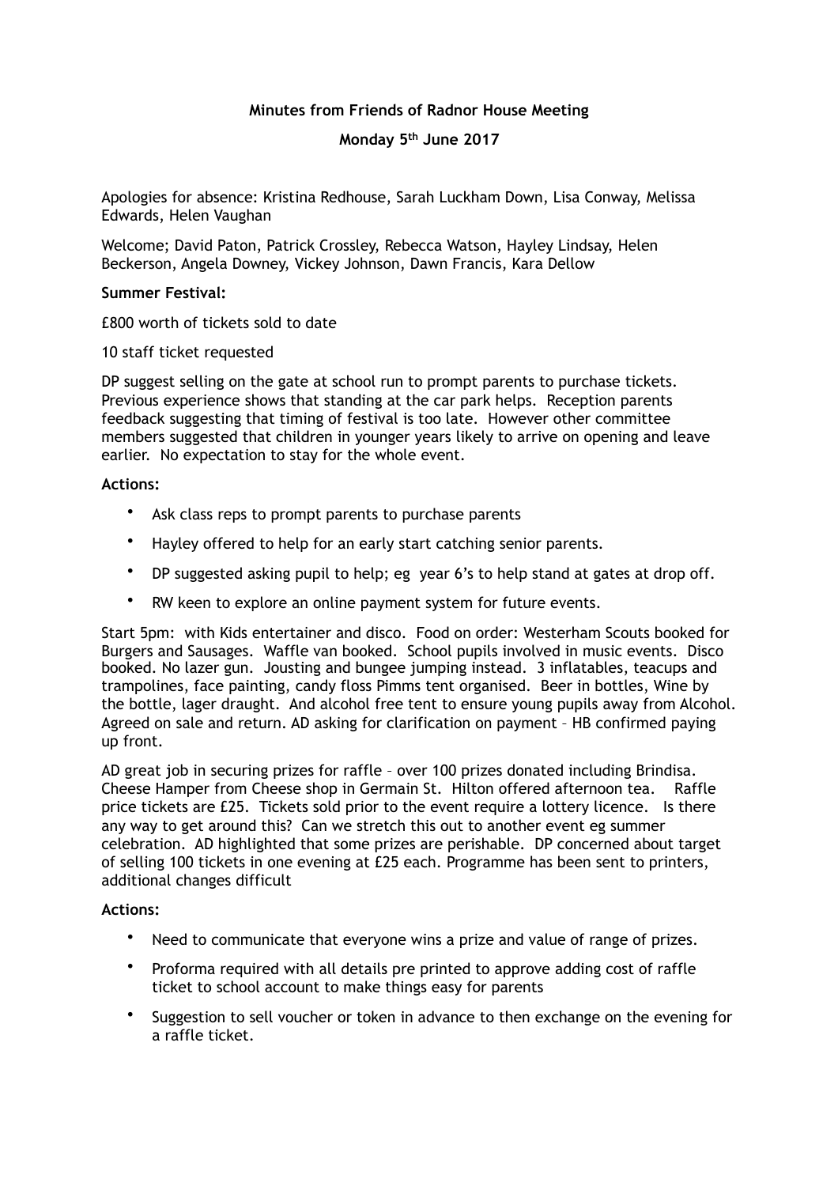**Minutes from Friends of Radnor House Meeting**

**Monday 5th June 2017**

Apologies for absence: Kristina Redhouse, Sarah Luckham Down, Lisa Conway, Melissa Edwards, Helen Vaughan

Welcome; David Paton, Patrick Crossley, Rebecca Watson, Hayley Lindsay, Helen Beckerson, Angela Downey, Vickey Johnson, Dawn Francis, Kara Dellow

**Summer Festival:**

£800 worth of tickets sold to date

10 staff ticket requested

DP suggest selling on the gate at school run to prompt parents to purchase tickets. Previous experience shows that standing at the car park helps. Reception parents feedback suggesting that timing of festival is too late. However other committee members suggested that children in younger years likely to arrive on opening and leave earlier. No expectation to stay for the whole event.

**Actions:**

- Ask class reps to prompt parents to purchase parents
- Hayley offered to help for an early start catching senior parents.
- DP suggested asking pupil to help; eg year 6's to help stand at gates at drop off.
- RW keen to explore an online payment system for future events.

Start 5pm: with Kids entertainer and disco. Food on order: Westerham Scouts booked for Burgers and Sausages. Waffle van booked. School pupils involved in music events. Disco booked. No lazer gun. Jousting and bungee jumping instead. 3 inflatables, teacups and trampolines, face painting, candy floss Pimms tent organised. Beer in bottles, Wine by the bottle, lager draught. And alcohol free tent to ensure young pupils away from Alcohol. Agreed on sale and return. AD asking for clarification on payment – HB confirmed paying up front.

AD great job in securing prizes for raffle – over 100 prizes donated including Brindisa. Cheese Hamper from Cheese shop in Germain St. Hilton offered afternoon tea. Raffle price tickets are £25. Tickets sold prior to the event require a lottery licence. Is there any way to get around this? Can we stretch this out to another event eg summer celebration. AD highlighted that some prizes are perishable. DP concerned about target of selling 100 tickets in one evening at £25 each. Programme has been sent to printers, additional changes difficult

**Actions:**

- Need to communicate that everyone wins a prize and value of range of prizes.
- Proforma required with all details pre printed to approve adding cost of raffle ticket to school account to make things easy for parents
- Suggestion to sell voucher or token in advance to then exchange on the evening for a raffle ticket.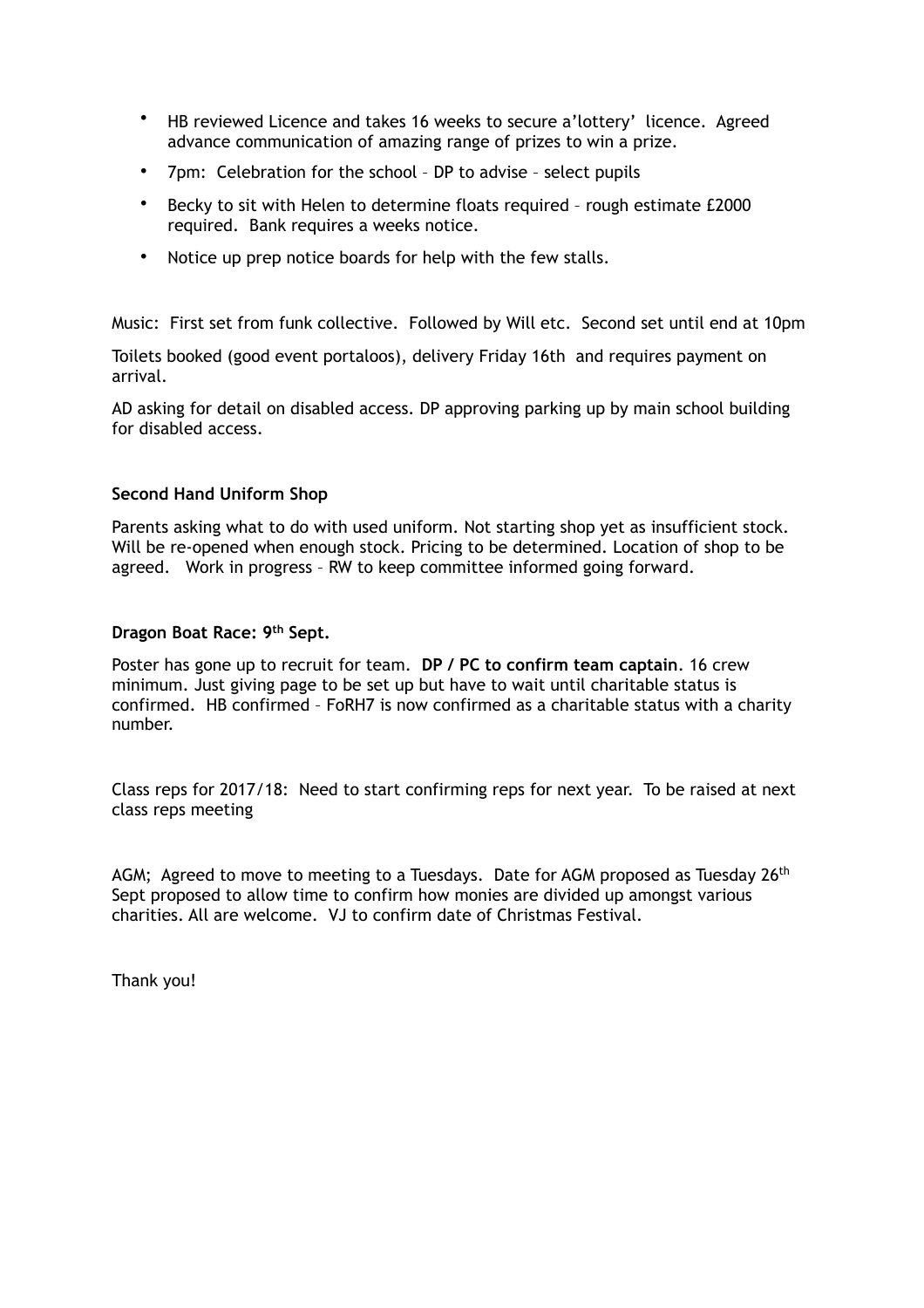- HB reviewed Licence and takes 16 weeks to secure a'lottery' licence. Agreed advance communication of amazing range of prizes to win a prize.
- 7pm: Celebration for the school – DP to advise – select pupils
- Becky to sit with Helen to determine floats required – rough estimate £2000 required. Bank requires a weeks notice.
- Notice up prep notice boards for help with the few stalls.

Music: First set from funk collective. Followed by Will etc. Second set until end at 10pm

Toilets booked (good event portaloos), delivery Friday 16th and requires payment on arrival.

AD asking for detail on disabled access. DP approving parking up by main school building for disabled access.

**Second Hand Uniform Shop**

Parents asking what to do with used uniform. Not starting shop yet as insufficient stock. Will be re-opened when enough stock. Pricing to be determined. Location of shop to be agreed. Work in progress – RW to keep committee informed going forward.

**Dragon Boat Race: 9th Sept.**

Poster has gone up to recruit for team. **DP / PC to confirm team captain**. 16 crew minimum. Just giving page to be set up but have to wait until charitable status is confirmed. HB confirmed – FoRH7 is now confirmed as a charitable status with a charity number.

Class reps for 2017/18: Need to start confirming reps for next year. To be raised at next class reps meeting

AGM; Agreed to move to meeting to a Tuesdays. Date for AGM proposed as Tuesday 26th Sept proposed to allow time to confirm how monies are divided up amongst various charities. All are welcome. VJ to confirm date of Christmas Festival.

Thank you!